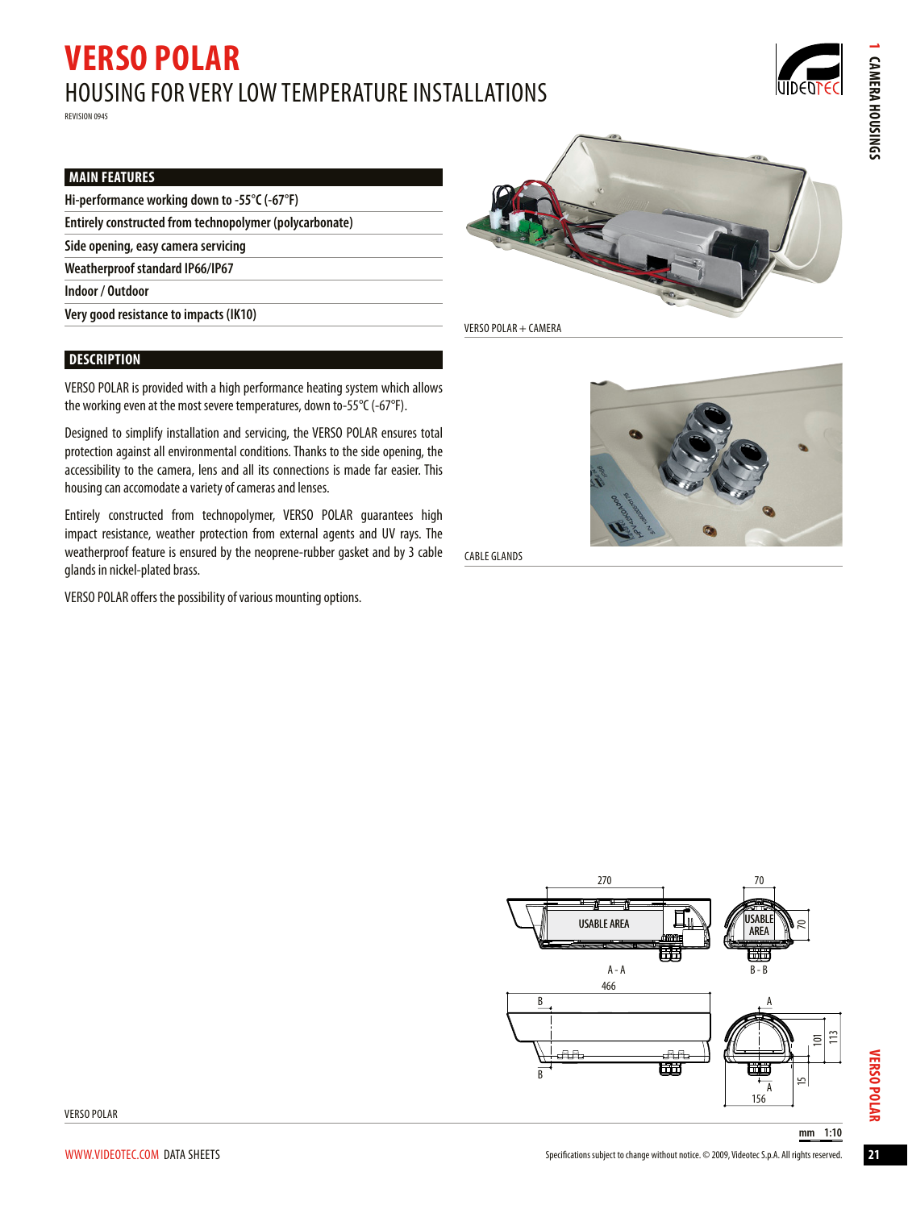# VERSO POLAR

## HOUSING FOR VERY LOW TEMPERATURE INSTALLATIONS

REVISION 0945

### MAIN FEATURES

- **Hi-performance working down to -55°C (-67°F)**
- **Entirely constructed from technopolymer (polycarbonate)**
- **Side opening, easy camera servicing**
- **Weatherproof standard IP66/IP67**
- **Indoor / Outdoor**
- **Very good resistance to impacts (IK10)**

VERSO POLAR + CAMERA

### DESCRIPTION

VERSO POLAR is provided with a high performance heating system which allows the working even at the most severe temperatures, down to-55°C (-67°F).

Designed to simplify installation and servicing, the VERSO POLAR ensures total protection against all environmental conditions. Thanks to the side opening, the accessibility to the camera, lens and all its connections is made far easier. This housing can accomodate a variety of cameras and lenses.

Entirely constructed from technopolymer, VERSO POLAR guarantees high impact resistance, weather protection from external agents and UV rays. The weatherproof feature is ensured by the neoprene-rubber gasket and by 3 cable glands in nickel-plated brass.

VERSO POLAR offers the possibility of various mounting options.

CABLE GLANDS

270 USABLE AREA A - A 70 USABLE AREA 70 B - B 466 B B A A 101 113 15 156

VERSO POLAR

mm 1:10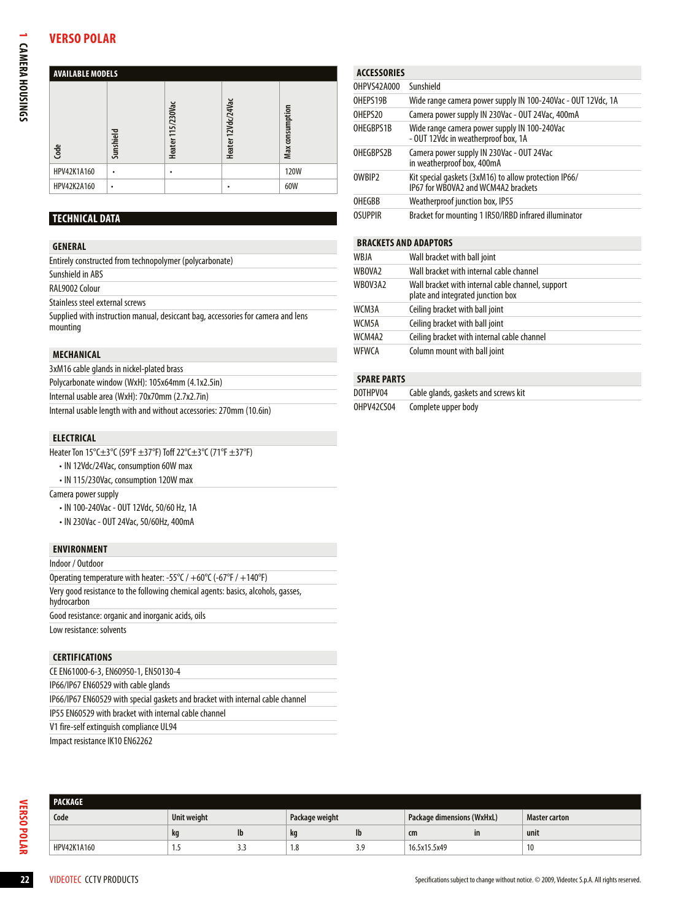# VERSO POLAR

## AVAILABLE MODELS

| Code | Sunshield | Heater 115/230Vac | Heater 12Vdc/24Vac | Max consumption |
|---|---|---|---|---|
| HPV42K1A160 | • | • | | 120W |
| HPV42K2A160 | • | | • | 60W |

## TECHNICAL DATA

### GENERAL

Entirely constructed from technopolymer (polycarbonate)

Sunshield in ABS

RAL9002 Colour

Stainless steel external screws

Supplied with instruction manual, desiccant bag, accessories for camera and lens mounting

### MECHANICAL

3xM16 cable glands in nickel-plated brass

Polycarbonate window (WxH): 105x64mm (4.1x2.5in)

Internal usable area (WxH): 70x70mm (2.7x2.7in)

Internal usable length with and without accessories: 270mm (10.6in)

### ELECTRICAL

Heater Ton 15°C±3°C (59°F ±37°F) Toff 22°C±3°C (71°F ±37°F)

- IN 12Vdc/24Vac, consumption 60W max
- IN 115/230Vac, consumption 120W max

Camera power supply

- IN 100-240Vac - OUT 12Vdc, 50/60 Hz, 1A
- IN 230Vac - OUT 24Vac, 50/60Hz, 400mA

### ENVIRONMENT

Indoor / Outdoor

Operating temperature with heater: -55°C / +60°C (-67°F / +140°F)

Very good resistance to the following chemical agents: basics, alcohols, gasses, hydrocarbon

Good resistance: organic and inorganic acids, oils

Low resistance: solvents

### CERTIFICATIONS

CE EN61000-6-3, EN60950-1, EN50130-4

IP66/IP67 EN60529 with cable glands

IP66/IP67 EN60529 with special gaskets and bracket with internal cable channel

IP55 EN60529 with bracket with internal cable channel

V1 fire-self extinguish compliance UL94

Impact resistance IK10 EN62262

### ACCESSORIES

| | |
|---|---|
| OHPVS42A000 | Sunshield |
| OHEPS19B | Wide range camera power supply IN 100-240Vac - OUT 12Vdc, 1A |
| OHEPS20 | Camera power supply IN 230Vac - OUT 24Vac, 400mA |
| OHEGBPS1B | Wide range camera power supply IN 100-240Vac - OUT 12Vdc in weatherproof box, 1A |
| OHEGBPS2B | Camera power supply IN 230Vac - OUT 24Vac in weatherproof box, 400mA |
| OWBIP2 | Kit special gaskets (3xM16) to allow protection IP66/IP67 for WBOVA2 and WCM4A2 brackets |
| OHEGBB | Weatherproof junction box, IP55 |
| OSUPPIR | Bracket for mounting 1 IR50/IRBD infrared illuminator |

### BRACKETS AND ADAPTORS

| | |
|---|---|
| WBJA | Wall bracket with ball joint |
| WBOVA2 | Wall bracket with internal cable channel |
| WBOV3A2 | Wall bracket with internal cable channel, support plate and integrated junction box |
| WCM3A | Ceiling bracket with ball joint |
| WCM5A | Ceiling bracket with ball joint |
| WCM4A2 | Ceiling bracket with internal cable channel |
| WFWCA | Column mount with ball joint |

### SPARE PARTS

| | |
|---|---|
| DOTHPV04 | Cable glands, gaskets and screws kit |
| OHPV42CS04 | Complete upper body |

## PACKAGE

| Code | Unit weight | | Package weight | | Package dimensions (WxHxL) | | Master carton |
|---|---|---|---|---|---|---|---|
| | kg | lb | kg | lb | cm | in | unit |
| HPV42K1A160 | 1.5 | 3.3 | 1.8 | 3.9 | 16.5x15.5x49 | | 10 |

VIDEOTEC CCTV PRODUCTS

Specifications subject to change without notice. © 2009, Videotec S.p.A. All rights reserved.